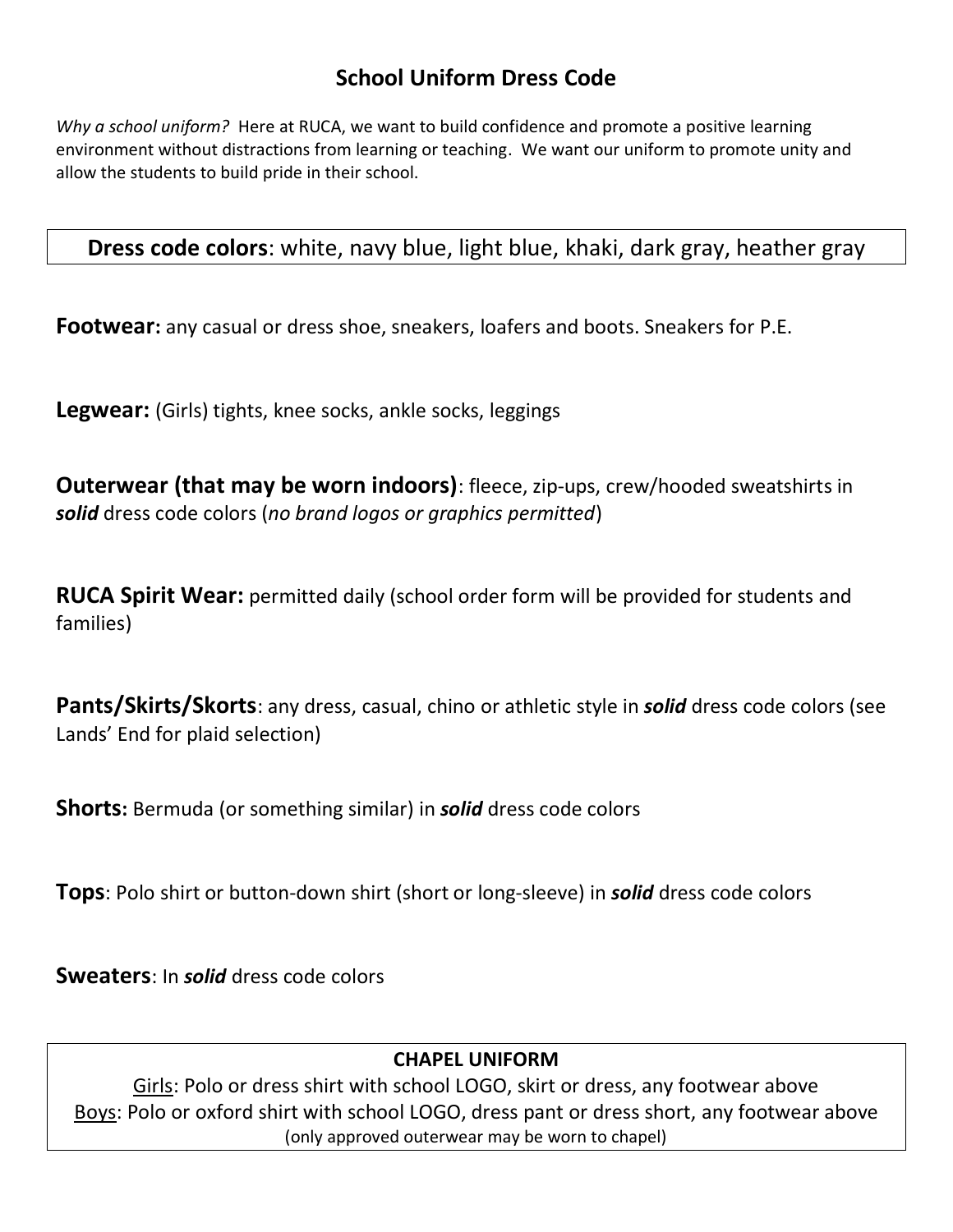# School Uniform Dress Code

*Why a school uniform?* Here at RUCA, we want to build confidence and promote a positive learning environment without distractions from learning or teaching. We want our uniform to promote unity and allow the students to build pride in their school.

**Dress code colors**: white, navy blue, light blue, khaki, dark gray, heather gray

**Footwear:** any casual or dress shoe, sneakers, loafers and boots. Sneakers for P.E.

**Legwear:** (Girls) tights, knee socks, ankle socks, leggings

**Outerwear (that may be worn indoors)**: fleece, zip-ups, crew/hooded sweatshirts in ***solid*** dress code colors (*no brand logos or graphics permitted*)

**RUCA Spirit Wear:** permitted daily (school order form will be provided for students and families)

**Pants/Skirts/Skorts**: any dress, casual, chino or athletic style in ***solid*** dress code colors (see Lands' End for plaid selection)

**Shorts:** Bermuda (or something similar) in ***solid*** dress code colors

**Tops**: Polo shirt or button-down shirt (short or long-sleeve) in ***solid*** dress code colors

**Sweaters**: In ***solid*** dress code colors

**CHAPEL UNIFORM**

Girls: Polo or dress shirt with school LOGO, skirt or dress, any footwear above

Boys: Polo or oxford shirt with school LOGO, dress pant or dress short, any footwear above

(only approved outerwear may be worn to chapel)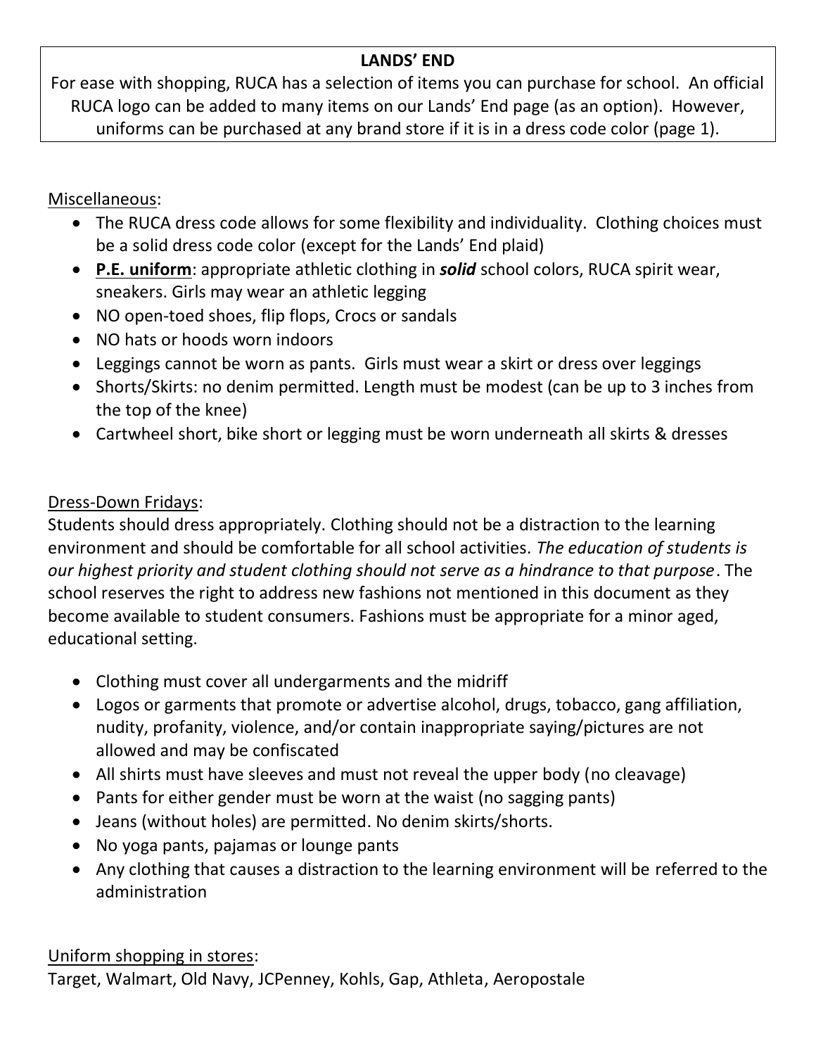**LANDS' END**

For ease with shopping, RUCA has a selection of items you can purchase for school. An official RUCA logo can be added to many items on our Lands' End page (as an option). However, uniforms can be purchased at any brand store if it is in a dress code color (page 1).

Miscellaneous:

- The RUCA dress code allows for some flexibility and individuality. Clothing choices must be a solid dress code color (except for the Lands' End plaid)
- **P.E. uniform**: appropriate athletic clothing in ***solid*** school colors, RUCA spirit wear, sneakers. Girls may wear an athletic legging
- NO open-toed shoes, flip flops, Crocs or sandals
- NO hats or hoods worn indoors
- Leggings cannot be worn as pants. Girls must wear a skirt or dress over leggings
- Shorts/Skirts: no denim permitted. Length must be modest (can be up to 3 inches from the top of the knee)
- Cartwheel short, bike short or legging must be worn underneath all skirts & dresses

Dress-Down Fridays:

Students should dress appropriately. Clothing should not be a distraction to the learning environment and should be comfortable for all school activities. *The education of students is our highest priority and student clothing should not serve as a hindrance to that purpose*. The school reserves the right to address new fashions not mentioned in this document as they become available to student consumers. Fashions must be appropriate for a minor aged, educational setting.

- Clothing must cover all undergarments and the midriff
- Logos or garments that promote or advertise alcohol, drugs, tobacco, gang affiliation, nudity, profanity, violence, and/or contain inappropriate saying/pictures are not allowed and may be confiscated
- All shirts must have sleeves and must not reveal the upper body (no cleavage)
- Pants for either gender must be worn at the waist (no sagging pants)
- Jeans (without holes) are permitted. No denim skirts/shorts.
- No yoga pants, pajamas or lounge pants
- Any clothing that causes a distraction to the learning environment will be referred to the administration

Uniform shopping in stores:

Target, Walmart, Old Navy, JCPenney, Kohls, Gap, Athleta, Aeropostale